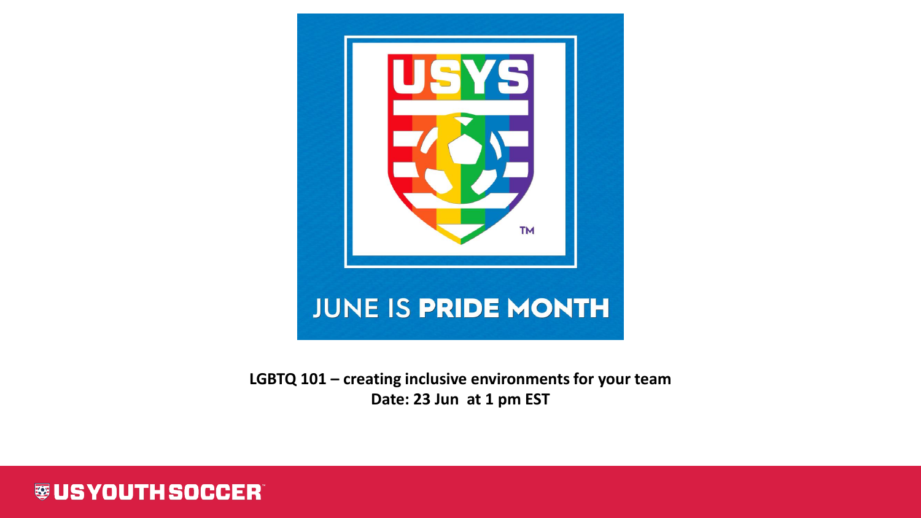USYS

JUNE IS **PRIDE MONTH**

**LGBTQ 101 – creating inclusive environments for your team**
**Date: 23 Jun at 1 pm EST**

US YOUTH SOCCER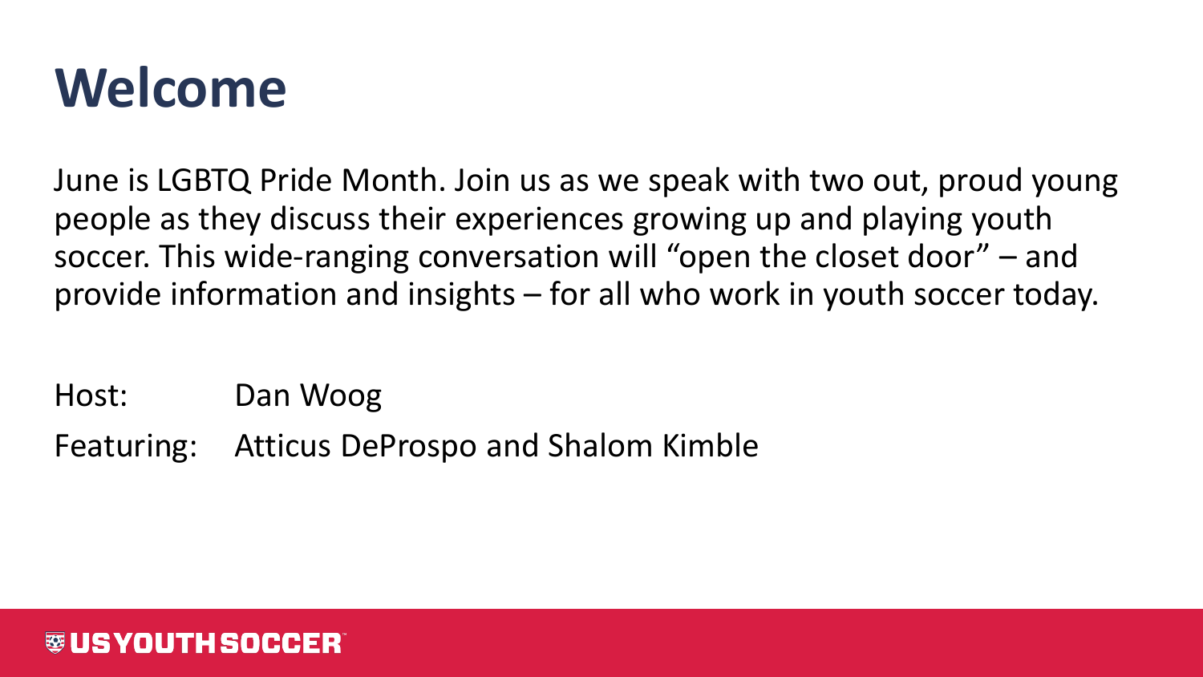# Welcome

June is LGBTQ Pride Month. Join us as we speak with two out, proud young people as they discuss their experiences growing up and playing youth soccer. This wide-ranging conversation will "open the closet door" – and provide information and insights – for all who work in youth soccer today.

Host: Dan Woog

Featuring: Atticus DeProspo and Shalom Kimble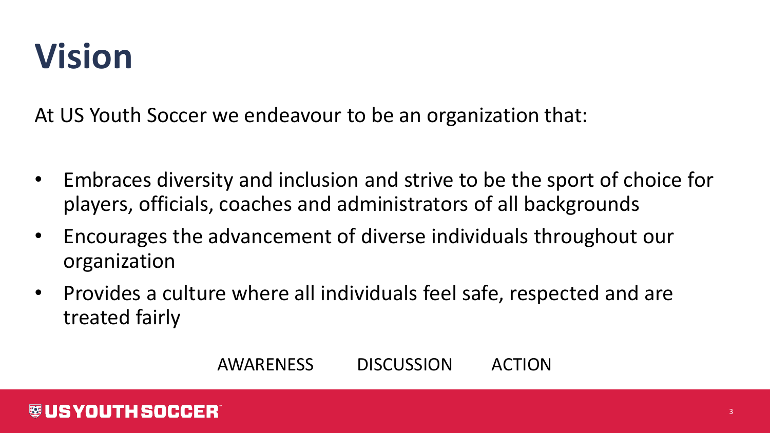# Vision

At US Youth Soccer we endeavour to be an organization that:

- Embraces diversity and inclusion and strive to be the sport of choice for players, officials, coaches and administrators of all backgrounds
- Encourages the advancement of diverse individuals throughout our organization
- Provides a culture where all individuals feel safe, respected and are treated fairly

AWARENESS DISCUSSION ACTION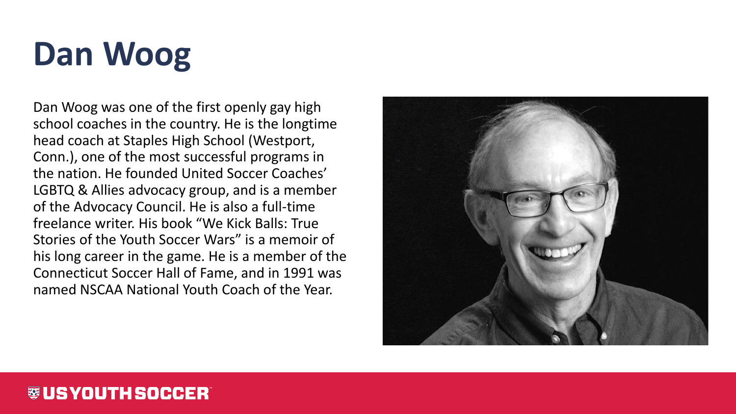# Dan Woog

Dan Woog was one of the first openly gay high school coaches in the country. He is the longtime head coach at Staples High School (Westport, Conn.), one of the most successful programs in the nation. He founded United Soccer Coaches' LGBTQ & Allies advocacy group, and is a member of the Advocacy Council. He is also a full-time freelance writer. His book "We Kick Balls: True Stories of the Youth Soccer Wars" is a memoir of his long career in the game. He is a member of the Connecticut Soccer Hall of Fame, and in 1991 was named NSCAA National Youth Coach of the Year.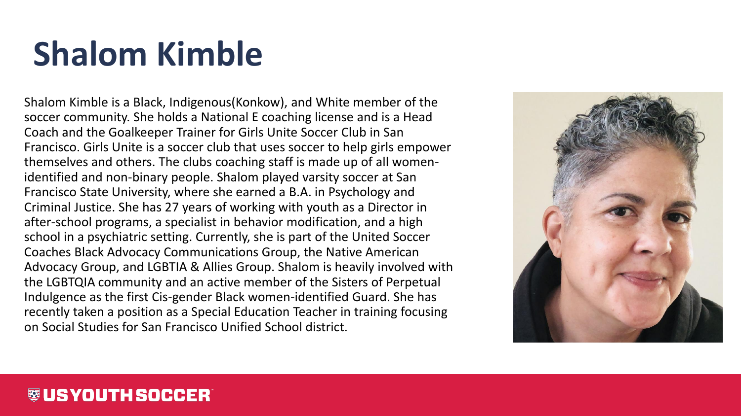# Shalom Kimble

Shalom Kimble is a Black, Indigenous(Konkow), and White member of the soccer community. She holds a National E coaching license and is a Head Coach and the Goalkeeper Trainer for Girls Unite Soccer Club in San Francisco. Girls Unite is a soccer club that uses soccer to help girls empower themselves and others. The clubs coaching staff is made up of all women-identified and non-binary people. Shalom played varsity soccer at San Francisco State University, where she earned a B.A. in Psychology and Criminal Justice. She has 27 years of working with youth as a Director in after-school programs, a specialist in behavior modification, and a high school in a psychiatric setting. Currently, she is part of the United Soccer Coaches Black Advocacy Communications Group, the Native American Advocacy Group, and LGBTIA & Allies Group. Shalom is heavily involved with the LGBTQIA community and an active member of the Sisters of Perpetual Indulgence as the first Cis-gender Black women-identified Guard. She has recently taken a position as a Special Education Teacher in training focusing on Social Studies for San Francisco Unified School district.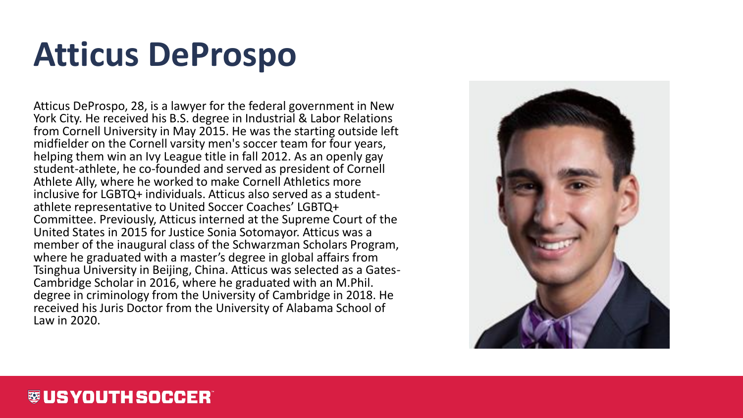# Atticus DeProspo

Atticus DeProspo, 28, is a lawyer for the federal government in New York City. He received his B.S. degree in Industrial & Labor Relations from Cornell University in May 2015. He was the starting outside left midfielder on the Cornell varsity men's soccer team for four years, helping them win an Ivy League title in fall 2012. As an openly gay student-athlete, he co-founded and served as president of Cornell Athlete Ally, where he worked to make Cornell Athletics more inclusive for LGBTQ+ individuals. Atticus also served as a student-athlete representative to United Soccer Coaches' LGBTQ+ Committee. Previously, Atticus interned at the Supreme Court of the United States in 2015 for Justice Sonia Sotomayor. Atticus was a member of the inaugural class of the Schwarzman Scholars Program, where he graduated with a master's degree in global affairs from Tsinghua University in Beijing, China. Atticus was selected as a Gates-Cambridge Scholar in 2016, where he graduated with an M.Phil. degree in criminology from the University of Cambridge in 2018. He received his Juris Doctor from the University of Alabama School of Law in 2020.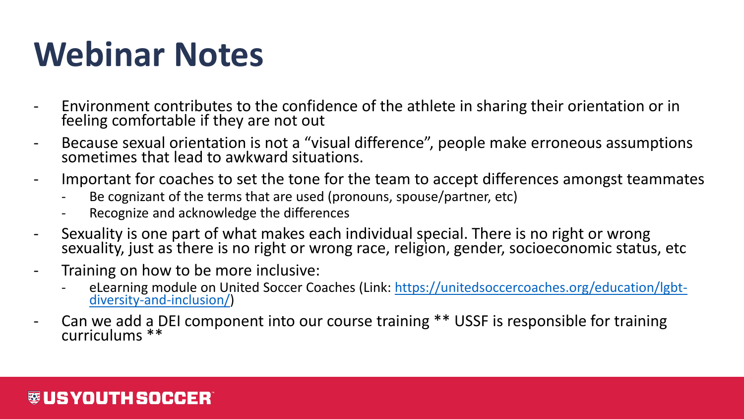# Webinar Notes

- Environment contributes to the confidence of the athlete in sharing their orientation or in feeling comfortable if they are not out
- Because sexual orientation is not a "visual difference", people make erroneous assumptions sometimes that lead to awkward situations.
- Important for coaches to set the tone for the team to accept differences amongst teammates
  - Be cognizant of the terms that are used (pronouns, spouse/partner, etc)
  - Recognize and acknowledge the differences
- Sexuality is one part of what makes each individual special. There is no right or wrong sexuality, just as there is no right or wrong race, religion, gender, socioeconomic status, etc
- Training on how to be more inclusive:
  - eLearning module on United Soccer Coaches (Link: [https://unitedsoccercoaches.org/education/lgbt-diversity-and-inclusion/](https://unitedsoccercoaches.org/education/lgbt-diversity-and-inclusion/))
- Can we add a DEI component into our course training ** USSF is responsible for training curriculums **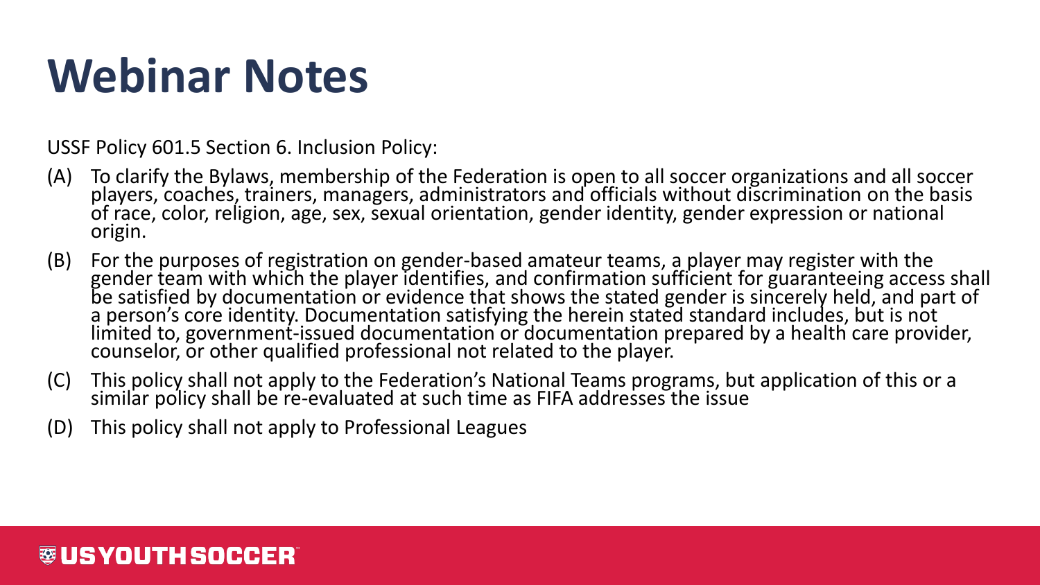# Webinar Notes

USSF Policy 601.5 Section 6. Inclusion Policy:

(A) To clarify the Bylaws, membership of the Federation is open to all soccer organizations and all soccer players, coaches, trainers, managers, administrators and officials without discrimination on the basis of race, color, religion, age, sex, sexual orientation, gender identity, gender expression or national origin.

(B) For the purposes of registration on gender-based amateur teams, a player may register with the gender team with which the player identifies, and confirmation sufficient for guaranteeing access shall be satisfied by documentation or evidence that shows the stated gender is sincerely held, and part of a person's core identity. Documentation satisfying the herein stated standard includes, but is not limited to, government-issued documentation or documentation prepared by a health care provider, counselor, or other qualified professional not related to the player.

(C) This policy shall not apply to the Federation's National Teams programs, but application of this or a similar policy shall be re-evaluated at such time as FIFA addresses the issue

(D) This policy shall not apply to Professional Leagues

US YOUTH SOCCER